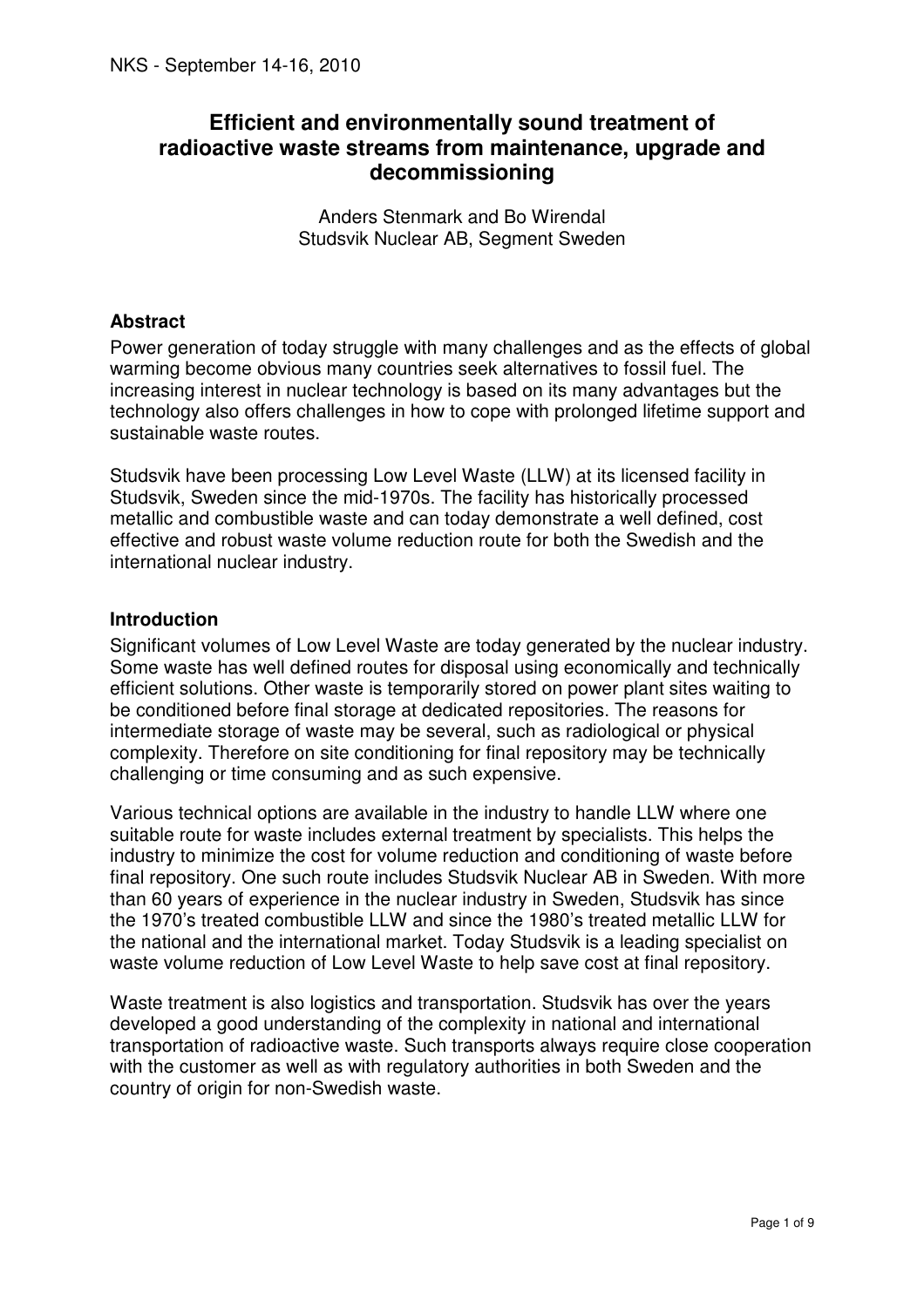NKS - September 14-16, 2010

# Efficient and environmentally sound treatment of radioactive waste streams from maintenance, upgrade and decommissioning

Anders Stenmark and Bo Wirendal
Studsvik Nuclear AB, Segment Sweden

## Abstract

Power generation of today struggle with many challenges and as the effects of global warming become obvious many countries seek alternatives to fossil fuel. The increasing interest in nuclear technology is based on its many advantages but the technology also offers challenges in how to cope with prolonged lifetime support and sustainable waste routes.

Studsvik have been processing Low Level Waste (LLW) at its licensed facility in Studsvik, Sweden since the mid-1970s. The facility has historically processed metallic and combustible waste and can today demonstrate a well defined, cost effective and robust waste volume reduction route for both the Swedish and the international nuclear industry.

## Introduction

Significant volumes of Low Level Waste are today generated by the nuclear industry. Some waste has well defined routes for disposal using economically and technically efficient solutions. Other waste is temporarily stored on power plant sites waiting to be conditioned before final storage at dedicated repositories. The reasons for intermediate storage of waste may be several, such as radiological or physical complexity. Therefore on site conditioning for final repository may be technically challenging or time consuming and as such expensive.

Various technical options are available in the industry to handle LLW where one suitable route for waste includes external treatment by specialists. This helps the industry to minimize the cost for volume reduction and conditioning of waste before final repository. One such route includes Studsvik Nuclear AB in Sweden. With more than 60 years of experience in the nuclear industry in Sweden, Studsvik has since the 1970's treated combustible LLW and since the 1980's treated metallic LLW for the national and the international market. Today Studsvik is a leading specialist on waste volume reduction of Low Level Waste to help save cost at final repository.

Waste treatment is also logistics and transportation. Studsvik has over the years developed a good understanding of the complexity in national and international transportation of radioactive waste. Such transports always require close cooperation with the customer as well as with regulatory authorities in both Sweden and the country of origin for non-Swedish waste.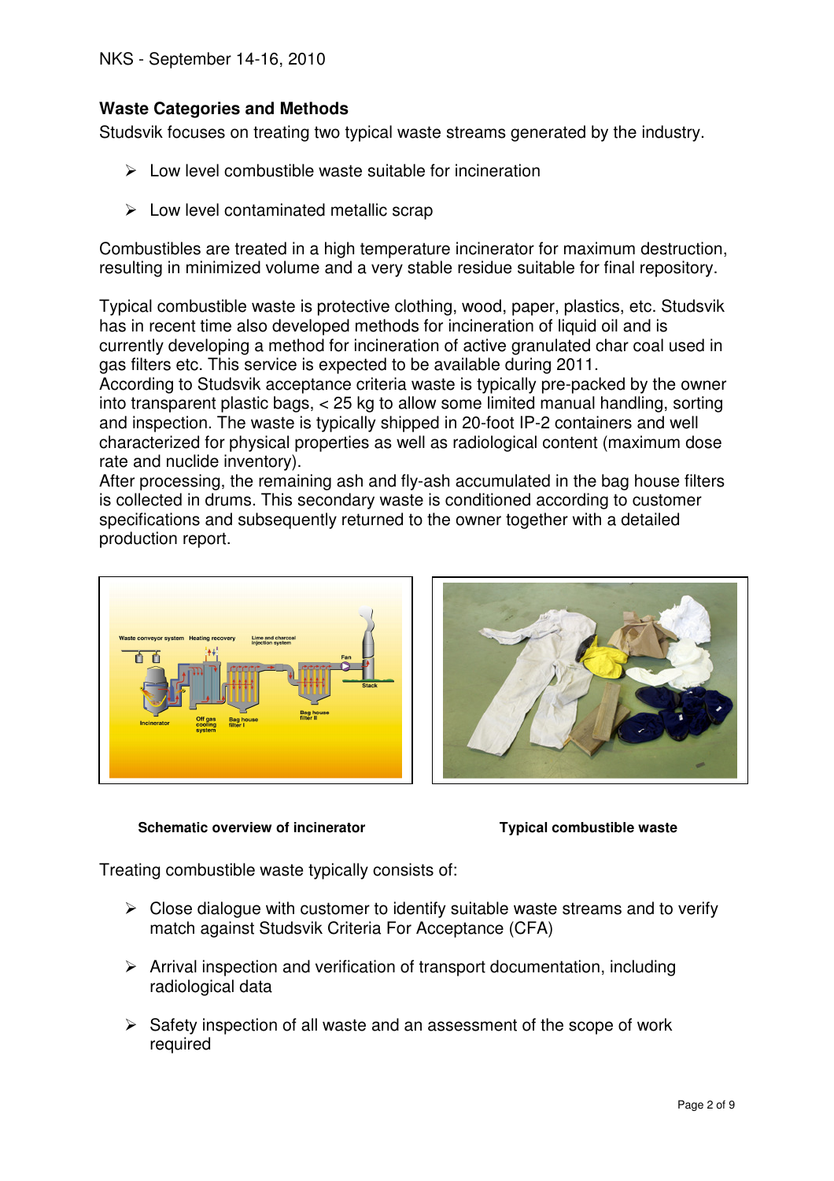## Waste Categories and Methods

Studsvik focuses on treating two typical waste streams generated by the industry.

- Low level combustible waste suitable for incineration
- Low level contaminated metallic scrap

Combustibles are treated in a high temperature incinerator for maximum destruction, resulting in minimized volume and a very stable residue suitable for final repository.

Typical combustible waste is protective clothing, wood, paper, plastics, etc. Studsvik has in recent time also developed methods for incineration of liquid oil and is currently developing a method for incineration of active granulated char coal used in gas filters etc. This service is expected to be available during 2011.

According to Studsvik acceptance criteria waste is typically pre-packed by the owner into transparent plastic bags, < 25 kg to allow some limited manual handling, sorting and inspection. The waste is typically shipped in 20-foot IP-2 containers and well characterized for physical properties as well as radiological content (maximum dose rate and nuclide inventory).

After processing, the remaining ash and fly-ash accumulated in the bag house filters is collected in drums. This secondary waste is conditioned according to customer specifications and subsequently returned to the owner together with a detailed production report.

**Schematic overview of incinerator**

**Typical combustible waste**

Treating combustible waste typically consists of:

- Close dialogue with customer to identify suitable waste streams and to verify match against Studsvik Criteria For Acceptance (CFA)
- Arrival inspection and verification of transport documentation, including radiological data
- Safety inspection of all waste and an assessment of the scope of work required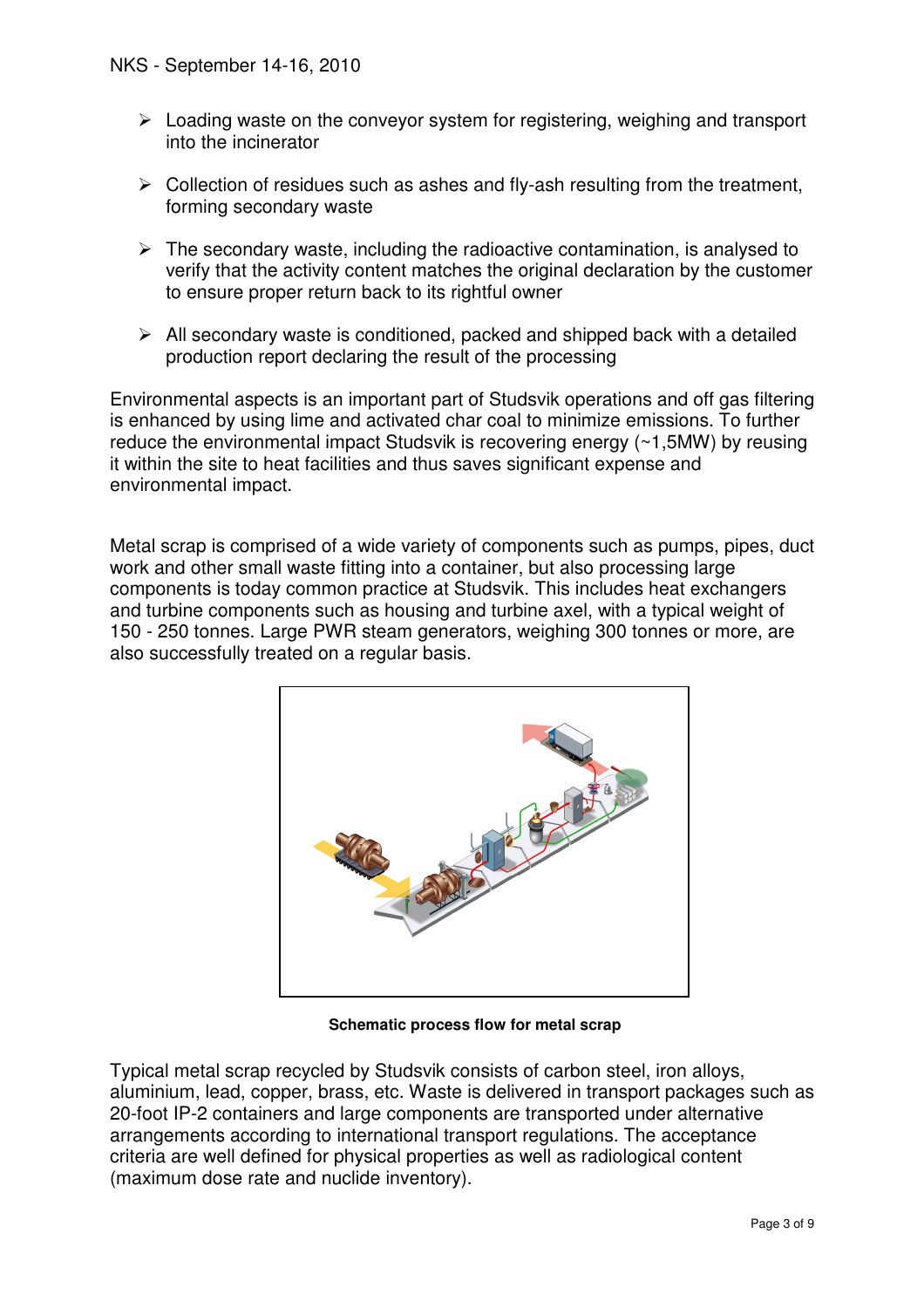- Loading waste on the conveyor system for registering, weighing and transport into the incinerator
- Collection of residues such as ashes and fly-ash resulting from the treatment, forming secondary waste
- The secondary waste, including the radioactive contamination, is analysed to verify that the activity content matches the original declaration by the customer to ensure proper return back to its rightful owner
- All secondary waste is conditioned, packed and shipped back with a detailed production report declaring the result of the processing

Environmental aspects is an important part of Studsvik operations and off gas filtering is enhanced by using lime and activated char coal to minimize emissions. To further reduce the environmental impact Studsvik is recovering energy (~1,5MW) by reusing it within the site to heat facilities and thus saves significant expense and environmental impact.

Metal scrap is comprised of a wide variety of components such as pumps, pipes, duct work and other small waste fitting into a container, but also processing large components is today common practice at Studsvik. This includes heat exchangers and turbine components such as housing and turbine axel, with a typical weight of 150 - 250 tonnes. Large PWR steam generators, weighing 300 tonnes or more, are also successfully treated on a regular basis.

**Schematic process flow for metal scrap**

Typical metal scrap recycled by Studsvik consists of carbon steel, iron alloys, aluminium, lead, copper, brass, etc. Waste is delivered in transport packages such as 20-foot IP-2 containers and large components are transported under alternative arrangements according to international transport regulations. The acceptance criteria are well defined for physical properties as well as radiological content (maximum dose rate and nuclide inventory).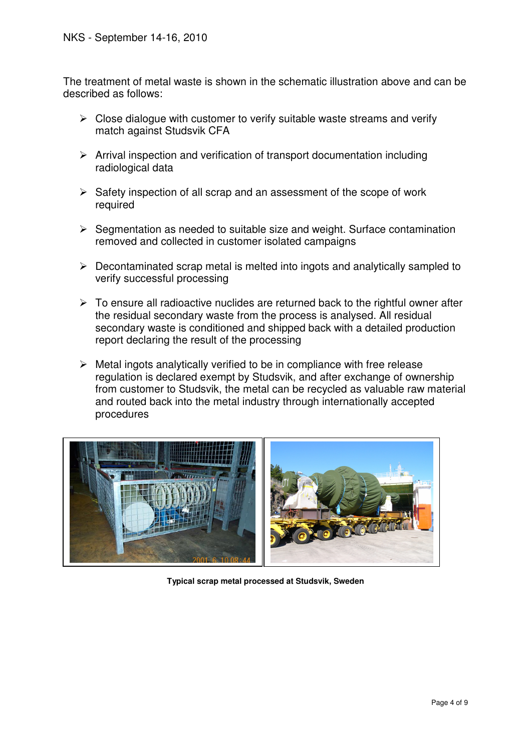The treatment of metal waste is shown in the schematic illustration above and can be described as follows:

- Close dialogue with customer to verify suitable waste streams and verify match against Studsvik CFA
- Arrival inspection and verification of transport documentation including radiological data
- Safety inspection of all scrap and an assessment of the scope of work required
- Segmentation as needed to suitable size and weight. Surface contamination removed and collected in customer isolated campaigns
- Decontaminated scrap metal is melted into ingots and analytically sampled to verify successful processing
- To ensure all radioactive nuclides are returned back to the rightful owner after the residual secondary waste from the process is analysed. All residual secondary waste is conditioned and shipped back with a detailed production report declaring the result of the processing
- Metal ingots analytically verified to be in compliance with free release regulation is declared exempt by Studsvik, and after exchange of ownership from customer to Studsvik, the metal can be recycled as valuable raw material and routed back into the metal industry through internationally accepted procedures

**Typical scrap metal processed at Studsvik, Sweden**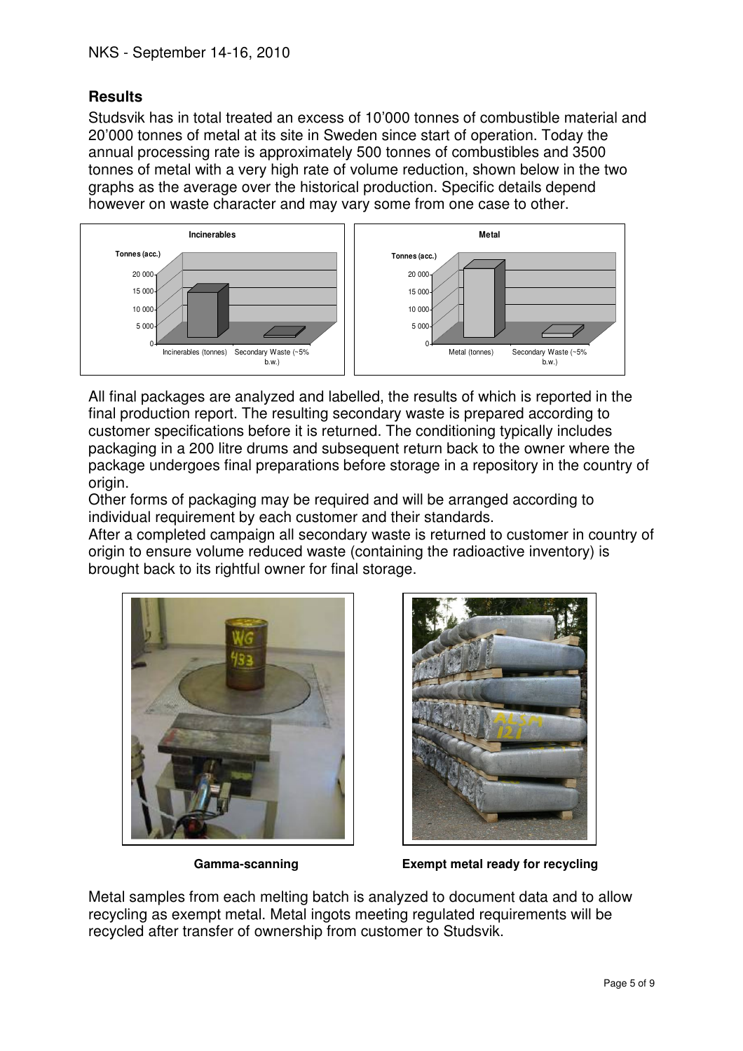## Results

Studsvik has in total treated an excess of 10'000 tonnes of combustible material and 20'000 tonnes of metal at its site in Sweden since start of operation. Today the annual processing rate is approximately 500 tonnes of combustibles and 3500 tonnes of metal with a very high rate of volume reduction, shown below in the two graphs as the average over the historical production. Specific details depend however on waste character and may vary some from one case to other.

All final packages are analyzed and labelled, the results of which is reported in the final production report. The resulting secondary waste is prepared according to customer specifications before it is returned. The conditioning typically includes packaging in a 200 litre drums and subsequent return back to the owner where the package undergoes final preparations before storage in a repository in the country of origin.

Other forms of packaging may be required and will be arranged according to individual requirement by each customer and their standards.

After a completed campaign all secondary waste is returned to customer in country of origin to ensure volume reduced waste (containing the radioactive inventory) is brought back to its rightful owner for final storage.

**Gamma-scanning**

**Exempt metal ready for recycling**

Metal samples from each melting batch is analyzed to document data and to allow recycling as exempt metal. Metal ingots meeting regulated requirements will be recycled after transfer of ownership from customer to Studsvik.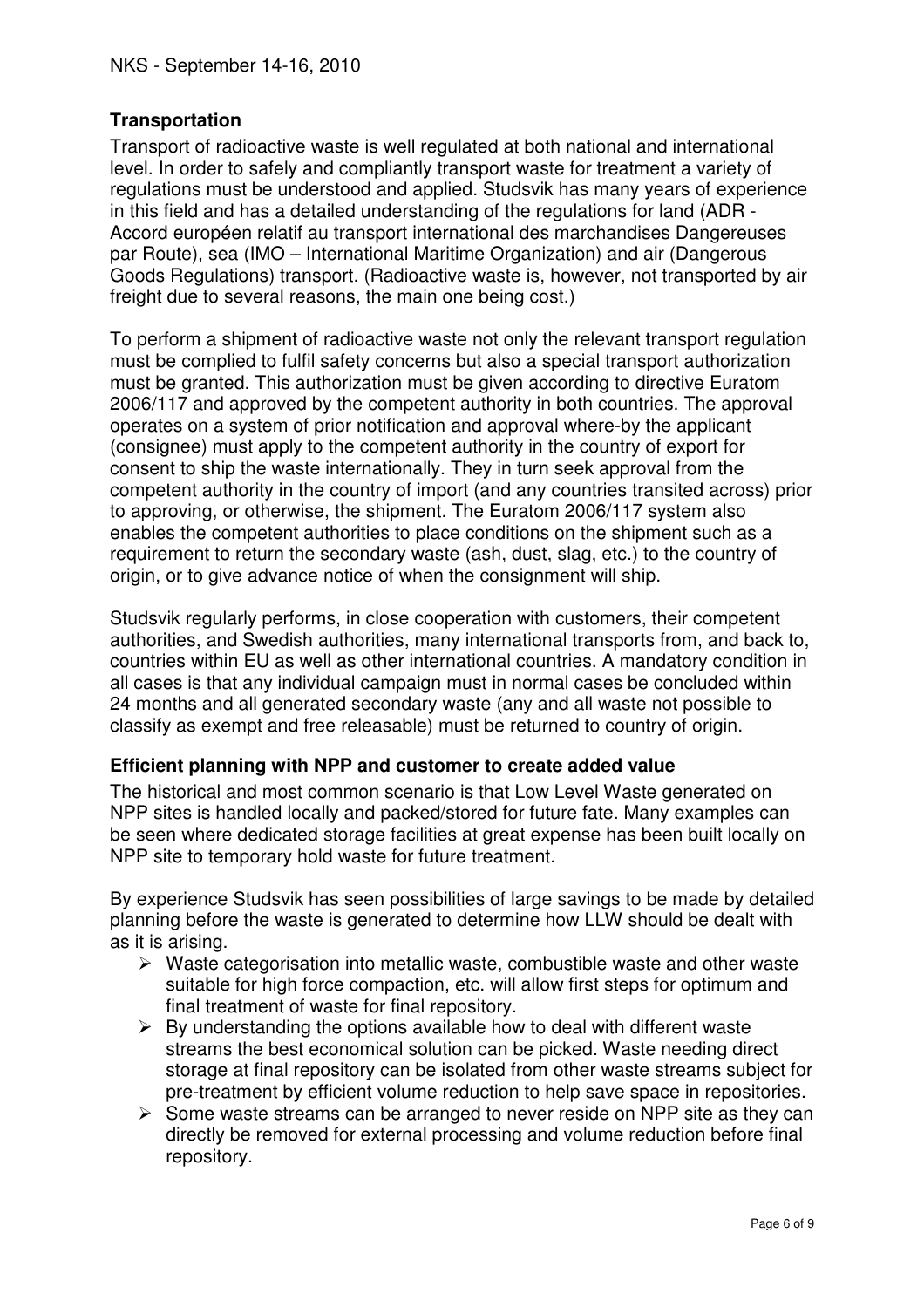## Transportation

Transport of radioactive waste is well regulated at both national and international level. In order to safely and compliantly transport waste for treatment a variety of regulations must be understood and applied. Studsvik has many years of experience in this field and has a detailed understanding of the regulations for land (ADR - Accord européen relatif au transport international des marchandises Dangereuses par Route), sea (IMO – International Maritime Organization) and air (Dangerous Goods Regulations) transport. (Radioactive waste is, however, not transported by air freight due to several reasons, the main one being cost.)

To perform a shipment of radioactive waste not only the relevant transport regulation must be complied to fulfil safety concerns but also a special transport authorization must be granted. This authorization must be given according to directive Euratom 2006/117 and approved by the competent authority in both countries. The approval operates on a system of prior notification and approval where-by the applicant (consignee) must apply to the competent authority in the country of export for consent to ship the waste internationally. They in turn seek approval from the competent authority in the country of import (and any countries transited across) prior to approving, or otherwise, the shipment. The Euratom 2006/117 system also enables the competent authorities to place conditions on the shipment such as a requirement to return the secondary waste (ash, dust, slag, etc.) to the country of origin, or to give advance notice of when the consignment will ship.

Studsvik regularly performs, in close cooperation with customers, their competent authorities, and Swedish authorities, many international transports from, and back to, countries within EU as well as other international countries. A mandatory condition in all cases is that any individual campaign must in normal cases be concluded within 24 months and all generated secondary waste (any and all waste not possible to classify as exempt and free releasable) must be returned to country of origin.

## Efficient planning with NPP and customer to create added value

The historical and most common scenario is that Low Level Waste generated on NPP sites is handled locally and packed/stored for future fate. Many examples can be seen where dedicated storage facilities at great expense has been built locally on NPP site to temporary hold waste for future treatment.

By experience Studsvik has seen possibilities of large savings to be made by detailed planning before the waste is generated to determine how LLW should be dealt with as it is arising.

- Waste categorisation into metallic waste, combustible waste and other waste suitable for high force compaction, etc. will allow first steps for optimum and final treatment of waste for final repository.
- By understanding the options available how to deal with different waste streams the best economical solution can be picked. Waste needing direct storage at final repository can be isolated from other waste streams subject for pre-treatment by efficient volume reduction to help save space in repositories.
- Some waste streams can be arranged to never reside on NPP site as they can directly be removed for external processing and volume reduction before final repository.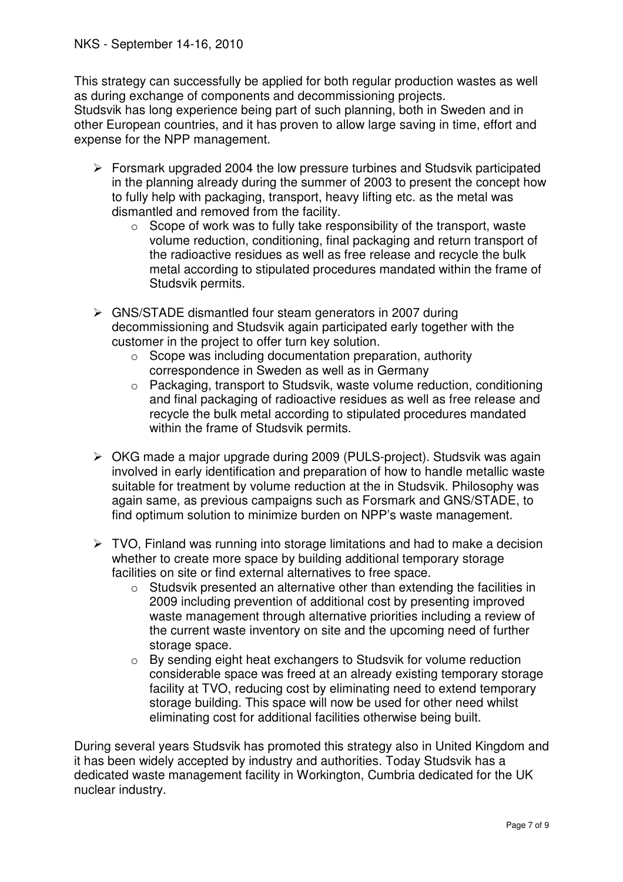This strategy can successfully be applied for both regular production wastes as well as during exchange of components and decommissioning projects.
Studsvik has long experience being part of such planning, both in Sweden and in other European countries, and it has proven to allow large saving in time, effort and expense for the NPP management.

- Forsmark upgraded 2004 the low pressure turbines and Studsvik participated in the planning already during the summer of 2003 to present the concept how to fully help with packaging, transport, heavy lifting etc. as the metal was dismantled and removed from the facility.
    - Scope of work was to fully take responsibility of the transport, waste volume reduction, conditioning, final packaging and return transport of the radioactive residues as well as free release and recycle the bulk metal according to stipulated procedures mandated within the frame of Studsvik permits.
- GNS/STADE dismantled four steam generators in 2007 during decommissioning and Studsvik again participated early together with the customer in the project to offer turn key solution.
    - Scope was including documentation preparation, authority correspondence in Sweden as well as in Germany
    - Packaging, transport to Studsvik, waste volume reduction, conditioning and final packaging of radioactive residues as well as free release and recycle the bulk metal according to stipulated procedures mandated within the frame of Studsvik permits.
- OKG made a major upgrade during 2009 (PULS-project). Studsvik was again involved in early identification and preparation of how to handle metallic waste suitable for treatment by volume reduction at the in Studsvik. Philosophy was again same, as previous campaigns such as Forsmark and GNS/STADE, to find optimum solution to minimize burden on NPP's waste management.
- TVO, Finland was running into storage limitations and had to make a decision whether to create more space by building additional temporary storage facilities on site or find external alternatives to free space.
    - Studsvik presented an alternative other than extending the facilities in 2009 including prevention of additional cost by presenting improved waste management through alternative priorities including a review of the current waste inventory on site and the upcoming need of further storage space.
    - By sending eight heat exchangers to Studsvik for volume reduction considerable space was freed at an already existing temporary storage facility at TVO, reducing cost by eliminating need to extend temporary storage building. This space will now be used for other need whilst eliminating cost for additional facilities otherwise being built.

During several years Studsvik has promoted this strategy also in United Kingdom and it has been widely accepted by industry and authorities. Today Studsvik has a dedicated waste management facility in Workington, Cumbria dedicated for the UK nuclear industry.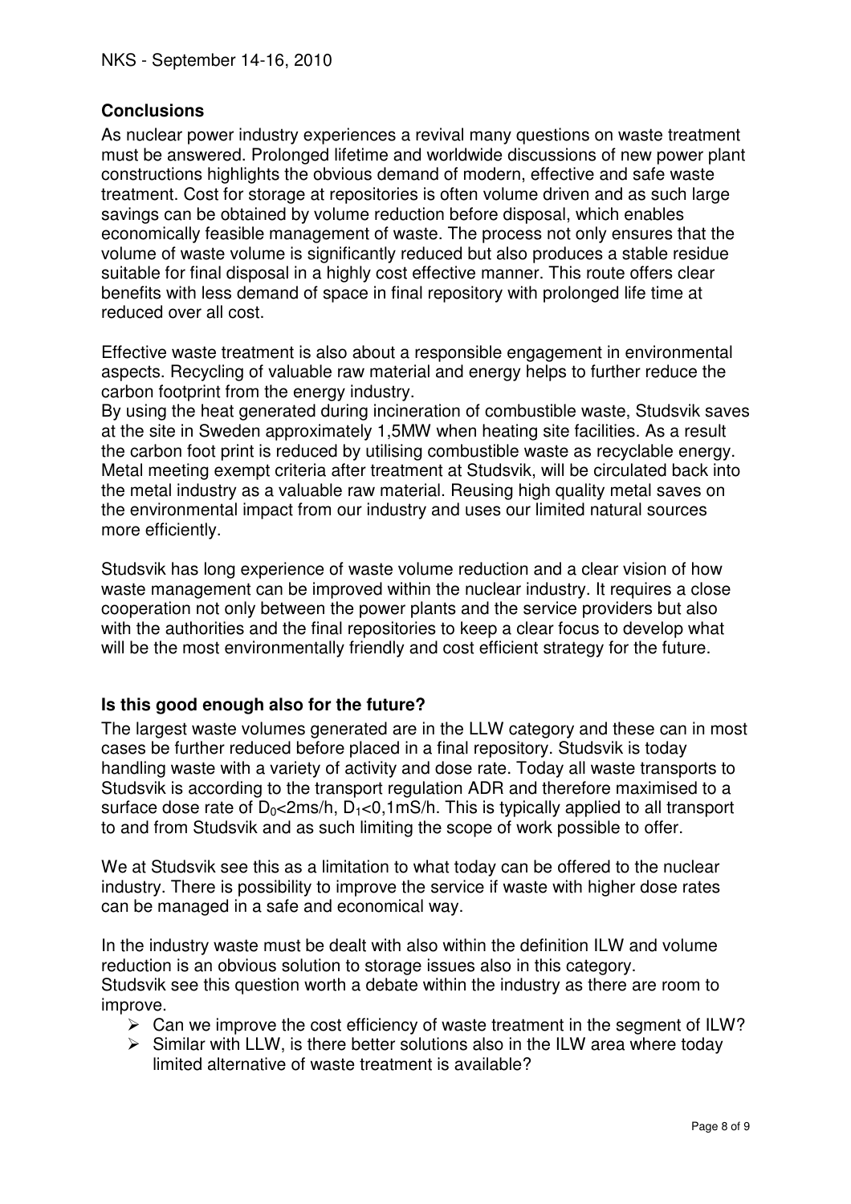## Conclusions

As nuclear power industry experiences a revival many questions on waste treatment must be answered. Prolonged lifetime and worldwide discussions of new power plant constructions highlights the obvious demand of modern, effective and safe waste treatment. Cost for storage at repositories is often volume driven and as such large savings can be obtained by volume reduction before disposal, which enables economically feasible management of waste. The process not only ensures that the volume of waste volume is significantly reduced but also produces a stable residue suitable for final disposal in a highly cost effective manner. This route offers clear benefits with less demand of space in final repository with prolonged life time at reduced over all cost.

Effective waste treatment is also about a responsible engagement in environmental aspects. Recycling of valuable raw material and energy helps to further reduce the carbon footprint from the energy industry.
By using the heat generated during incineration of combustible waste, Studsvik saves at the site in Sweden approximately 1,5MW when heating site facilities. As a result the carbon foot print is reduced by utilising combustible waste as recyclable energy. Metal meeting exempt criteria after treatment at Studsvik, will be circulated back into the metal industry as a valuable raw material. Reusing high quality metal saves on the environmental impact from our industry and uses our limited natural sources more efficiently.

Studsvik has long experience of waste volume reduction and a clear vision of how waste management can be improved within the nuclear industry. It requires a close cooperation not only between the power plants and the service providers but also with the authorities and the final repositories to keep a clear focus to develop what will be the most environmentally friendly and cost efficient strategy for the future.

## Is this good enough also for the future?

The largest waste volumes generated are in the LLW category and these can in most cases be further reduced before placed in a final repository. Studsvik is today handling waste with a variety of activity and dose rate. Today all waste transports to Studsvik is according to the transport regulation ADR and therefore maximised to a surface dose rate of $D_0$<2ms/h, $D_1$<0,1mS/h. This is typically applied to all transport to and from Studsvik and as such limiting the scope of work possible to offer.

We at Studsvik see this as a limitation to what today can be offered to the nuclear industry. There is possibility to improve the service if waste with higher dose rates can be managed in a safe and economical way.

In the industry waste must be dealt with also within the definition ILW and volume reduction is an obvious solution to storage issues also in this category.
Studsvik see this question worth a debate within the industry as there are room to improve.

- Can we improve the cost efficiency of waste treatment in the segment of ILW?
- Similar with LLW, is there better solutions also in the ILW area where today limited alternative of waste treatment is available?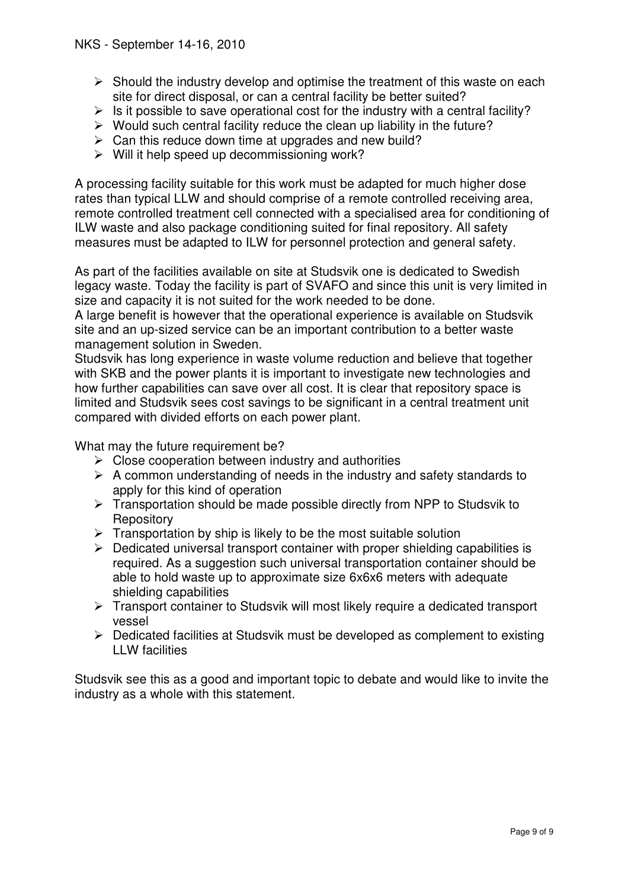- Should the industry develop and optimise the treatment of this waste on each site for direct disposal, or can a central facility be better suited?
- Is it possible to save operational cost for the industry with a central facility?
- Would such central facility reduce the clean up liability in the future?
- Can this reduce down time at upgrades and new build?
- Will it help speed up decommissioning work?

A processing facility suitable for this work must be adapted for much higher dose rates than typical LLW and should comprise of a remote controlled receiving area, remote controlled treatment cell connected with a specialised area for conditioning of ILW waste and also package conditioning suited for final repository. All safety measures must be adapted to ILW for personnel protection and general safety.

As part of the facilities available on site at Studsvik one is dedicated to Swedish legacy waste. Today the facility is part of SVAFO and since this unit is very limited in size and capacity it is not suited for the work needed to be done.
A large benefit is however that the operational experience is available on Studsvik site and an up-sized service can be an important contribution to a better waste management solution in Sweden.
Studsvik has long experience in waste volume reduction and believe that together with SKB and the power plants it is important to investigate new technologies and how further capabilities can save over all cost. It is clear that repository space is limited and Studsvik sees cost savings to be significant in a central treatment unit compared with divided efforts on each power plant.

What may the future requirement be?

- Close cooperation between industry and authorities
- A common understanding of needs in the industry and safety standards to apply for this kind of operation
- Transportation should be made possible directly from NPP to Studsvik to Repository
- Transportation by ship is likely to be the most suitable solution
- Dedicated universal transport container with proper shielding capabilities is required. As a suggestion such universal transportation container should be able to hold waste up to approximate size 6x6x6 meters with adequate shielding capabilities
- Transport container to Studsvik will most likely require a dedicated transport vessel
- Dedicated facilities at Studsvik must be developed as complement to existing LLW facilities

Studsvik see this as a good and important topic to debate and would like to invite the industry as a whole with this statement.